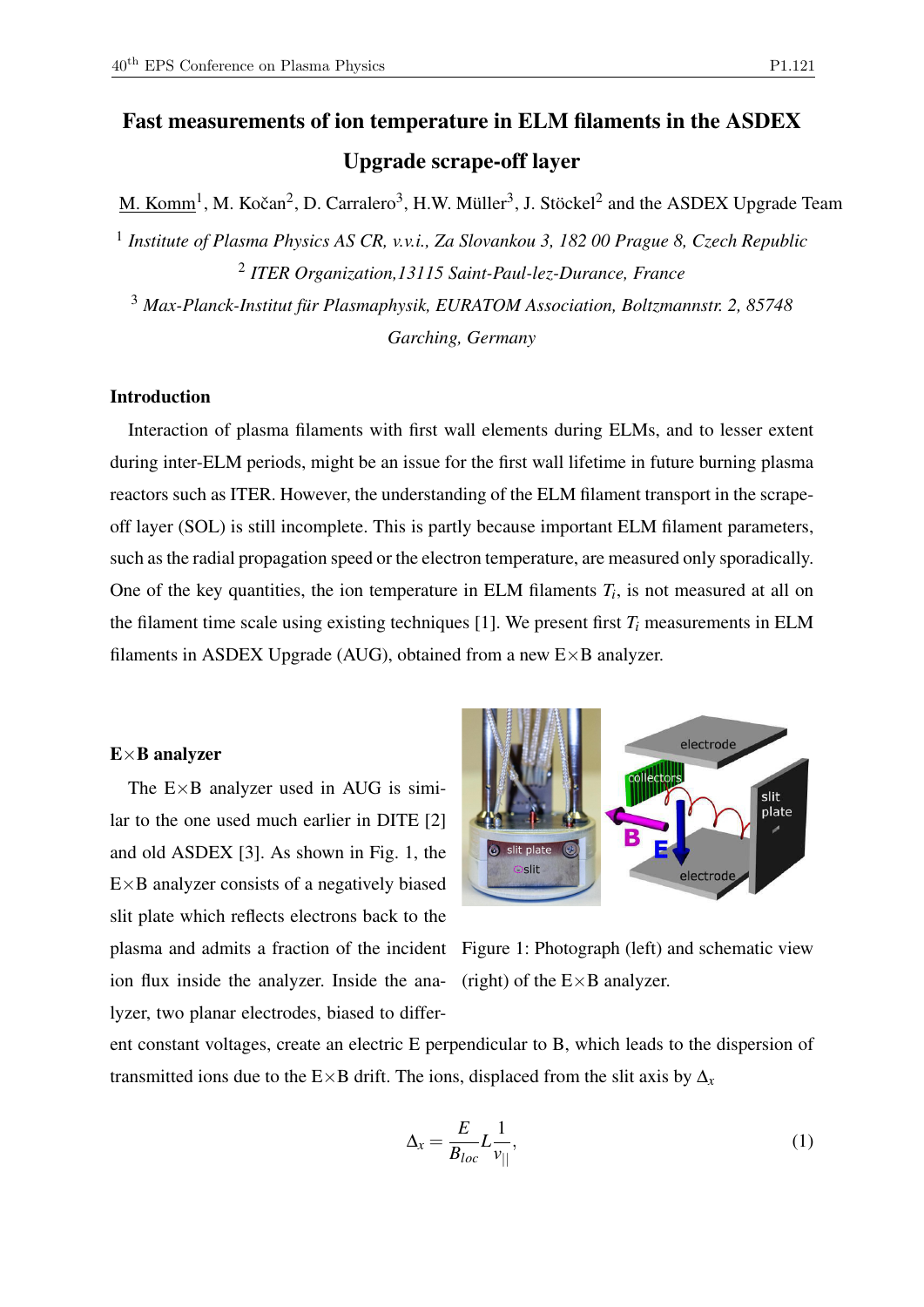# Fast measurements of ion temperature in ELM filaments in the ASDEX Upgrade scrape-off layer

M. Komm[1], M. Kočan[2], D. Carralero[3], H.W. Müller[3], J. Stöckel[2] and the ASDEX Upgrade Team

[1] *Institute of Plasma Physics AS CR, v.v.i., Za Slovankou 3, 182 00 Prague 8, Czech Republic*

[2] *ITER Organization,13115 Saint-Paul-lez-Durance, France*

[3] *Max-Planck-Institut für Plasmaphysik, EURATOM Association, Boltzmannstr. 2, 85748 Garching, Germany*

## Introduction

Interaction of plasma filaments with first wall elements during ELMs, and to lesser extent during inter-ELM periods, might be an issue for the first wall lifetime in future burning plasma reactors such as ITER. However, the understanding of the ELM filament transport in the scrape-off layer (SOL) is still incomplete. This is partly because important ELM filament parameters, such as the radial propagation speed or the electron temperature, are measured only sporadically. One of the key quantities, the ion temperature in ELM filaments $T_i$, is not measured at all on the filament time scale using existing techniques [1]. We present first $T_i$ measurements in ELM filaments in ASDEX Upgrade (AUG), obtained from a new E×B analyzer.

## E×B analyzer

The E×B analyzer used in AUG is similar to the one used much earlier in DITE [2] and old ASDEX [3]. As shown in Fig. 1, the E×B analyzer consists of a negatively biased slit plate which reflects electrons back to the plasma and admits a fraction of the incident ion flux inside the analyzer. Inside the analyzer, two planar electrodes, biased to different constant voltages, create an electric E perpendicular to B, which leads to the dispersion of transmitted ions due to the E×B drift. The ions, displaced from the slit axis by $\Delta_x$

Figure 1: Photograph (left) and schematic view (right) of the E×B analyzer.

$$\Delta_x = \frac{E}{B_{loc}} L \frac{1}{v_{||}}, \tag{1}$$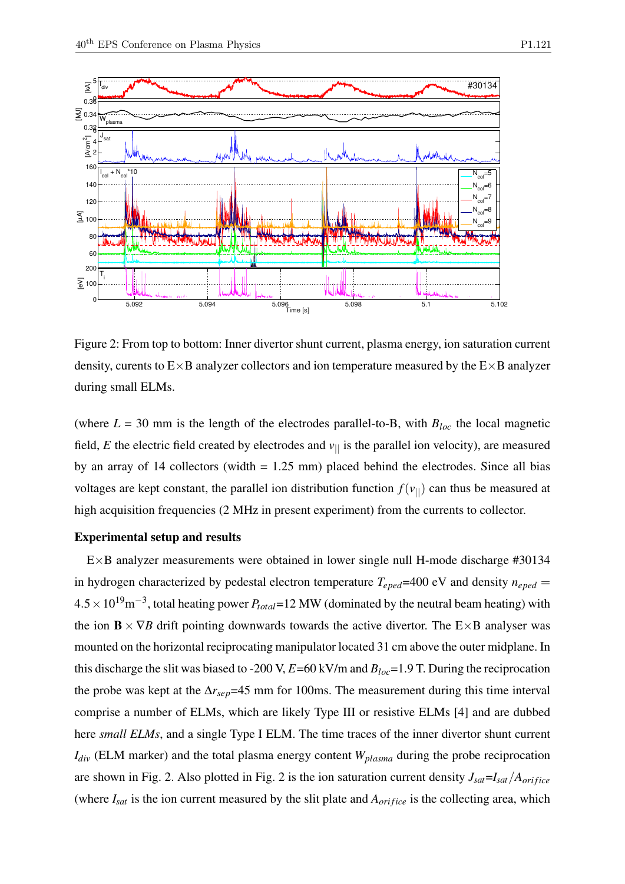Figure 2: From top to bottom: Inner divertor shunt current, plasma energy, ion saturation current density, curents to E×B analyzer collectors and ion temperature measured by the E×B analyzer during small ELMs.

(where $L$ = 30 mm is the length of the electrodes parallel-to-B, with $B_{loc}$ the local magnetic field, $E$ the electric field created by electrodes and $v_{||}$ is the parallel ion velocity), are measured by an array of 14 collectors (width = 1.25 mm) placed behind the electrodes. Since all bias voltages are kept constant, the parallel ion distribution function $f(v_{||})$ can thus be measured at high acquisition frequencies (2 MHz in present experiment) from the currents to collector.

**Experimental setup and results**

E×B analyzer measurements were obtained in lower single null H-mode discharge #30134 in hydrogen characterized by pedestal electron temperature $T_{eped}$=400 eV and density $n_{eped} = 4.5 \times 10^{19}\text{m}^{-3}$, total heating power $P_{total}$=12 MW (dominated by the neutral beam heating) with the ion $\mathbf{B} \times \nabla B$ drift pointing downwards towards the active divertor. The E×B analyser was mounted on the horizontal reciprocating manipulator located 31 cm above the outer midplane. In this discharge the slit was biased to -200 V, $E$=60 kV/m and $B_{loc}$=1.9 T. During the reciprocation the probe was kept at the $\Delta r_{sep}$=45 mm for 100ms. The measurement during this time interval comprise a number of ELMs, which are likely Type III or resistive ELMs [4] and are dubbed here *small ELMs*, and a single Type I ELM. The time traces of the inner divertor shunt current $I_{div}$ (ELM marker) and the total plasma energy content $W_{plasma}$ during the probe reciprocation are shown in Fig. 2. Also plotted in Fig. 2 is the ion saturation current density $J_{sat}$=$I_{sat}/A_{orifice}$ (where $I_{sat}$ is the ion current measured by the slit plate and $A_{orifice}$ is the collecting area, which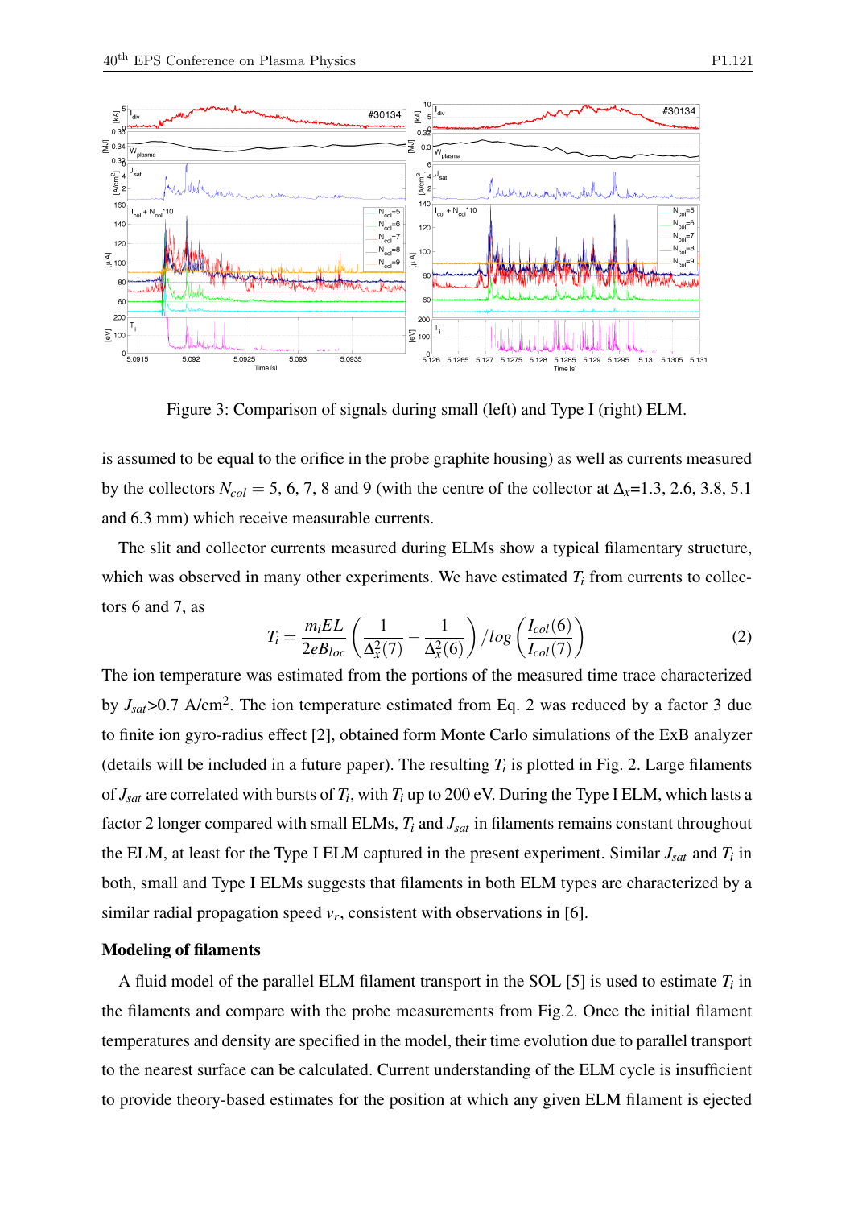Figure 3: Comparison of signals during small (left) and Type I (right) ELM.

is assumed to be equal to the orifice in the probe graphite housing) as well as currents measured by the collectors $N_{col}$ = 5, 6, 7, 8 and 9 (with the centre of the collector at $\Delta_x$=1.3, 2.6, 3.8, 5.1 and 6.3 mm) which receive measurable currents.

The slit and collector currents measured during ELMs show a typical filamentary structure, which was observed in many other experiments. We have estimated $T_i$ from currents to collectors 6 and 7, as

$$T_i = \frac{m_i EL}{2eB_{loc}} \left( \frac{1}{\Delta_x^2(7)} - \frac{1}{\Delta_x^2(6)} \right) / log \left( \frac{I_{col}(6)}{I_{col}(7)} \right) \tag{2}$$

The ion temperature was estimated from the portions of the measured time trace characterized by $J_{sat}$>0.7 A/cm$^2$. The ion temperature estimated from Eq. 2 was reduced by a factor 3 due to finite ion gyro-radius effect [2], obtained form Monte Carlo simulations of the ExB analyzer (details will be included in a future paper). The resulting $T_i$ is plotted in Fig. 2. Large filaments of $J_{sat}$ are correlated with bursts of $T_i$, with $T_i$ up to 200 eV. During the Type I ELM, which lasts a factor 2 longer compared with small ELMs, $T_i$ and $J_{sat}$ in filaments remains constant throughout the ELM, at least for the Type I ELM captured in the present experiment. Similar $J_{sat}$ and $T_i$ in both, small and Type I ELMs suggests that filaments in both ELM types are characterized by a similar radial propagation speed $v_r$, consistent with observations in [6].

**Modeling of filaments**

A fluid model of the parallel ELM filament transport in the SOL [5] is used to estimate $T_i$ in the filaments and compare with the probe measurements from Fig.2. Once the initial filament temperatures and density are specified in the model, their time evolution due to parallel transport to the nearest surface can be calculated. Current understanding of the ELM cycle is insufficient to provide theory-based estimates for the position at which any given ELM filament is ejected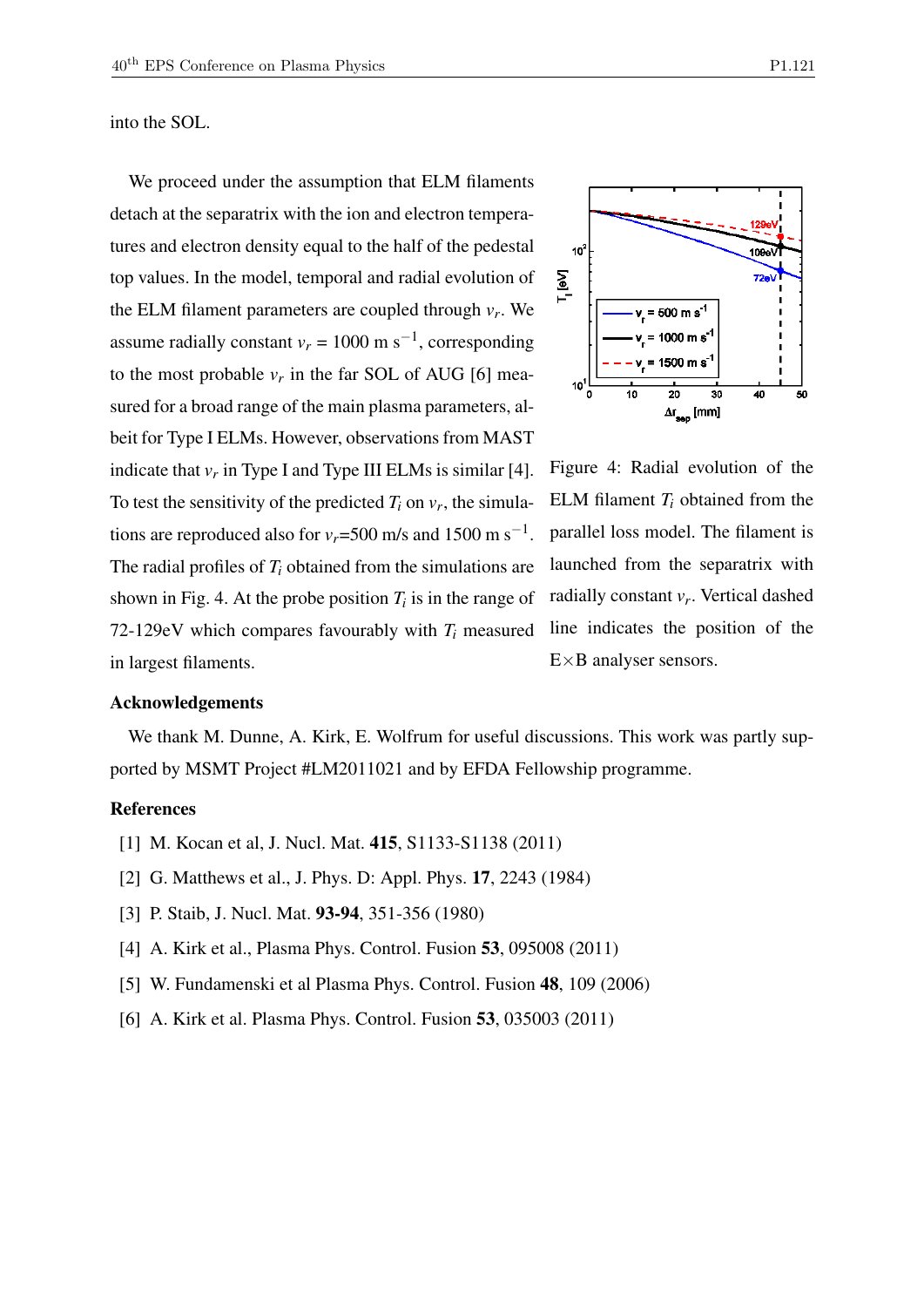into the SOL.

We proceed under the assumption that ELM filaments detach at the separatrix with the ion and electron temperatures and electron density equal to the half of the pedestal top values. In the model, temporal and radial evolution of the ELM filament parameters are coupled through $v_r$. We assume radially constant $v_r$ = 1000 m s$^{-1}$, corresponding to the most probable $v_r$ in the far SOL of AUG [6] measured for a broad range of the main plasma parameters, albeit for Type I ELMs. However, observations from MAST indicate that $v_r$ in Type I and Type III ELMs is similar [4]. To test the sensitivity of the predicted $T_i$ on $v_r$, the simulations are reproduced also for $v_r$=500 m/s and 1500 m s$^{-1}$. The radial profiles of $T_i$ obtained from the simulations are shown in Fig. 4. At the probe position $T_i$ is in the range of 72-129eV which compares favourably with $T_i$ measured in largest filaments.

129eV
109eV
72eV
$10^2$
$10^1$
$T_i$ [eV]
$v_r$ = 500 m s$^{-1}$
$v_r$ = 1000 m s$^{-1}$
$v_r$ = 1500 m s$^{-1}$
0
10
20
30
40
50
$\Delta r_{sep}$ [mm]

Figure 4: Radial evolution of the ELM filament $T_i$ obtained from the parallel loss model. The filament is launched from the separatrix with radially constant $v_r$. Vertical dashed line indicates the position of the E$\times$B analyser sensors.

**Acknowledgements**

We thank M. Dunne, A. Kirk, E. Wolfrum for useful discussions. This work was partly supported by MSMT Project #LM2011021 and by EFDA Fellowship programme.

**References**

[1] M. Kocan et al, J. Nucl. Mat. **415**, S1133-S1138 (2011)

[2] G. Matthews et al., J. Phys. D: Appl. Phys. **17**, 2243 (1984)

[3] P. Staib, J. Nucl. Mat. **93-94**, 351-356 (1980)

[4] A. Kirk et al., Plasma Phys. Control. Fusion **53**, 095008 (2011)

[5] W. Fundamenski et al Plasma Phys. Control. Fusion **48**, 109 (2006)

[6] A. Kirk et al. Plasma Phys. Control. Fusion **53**, 035003 (2011)